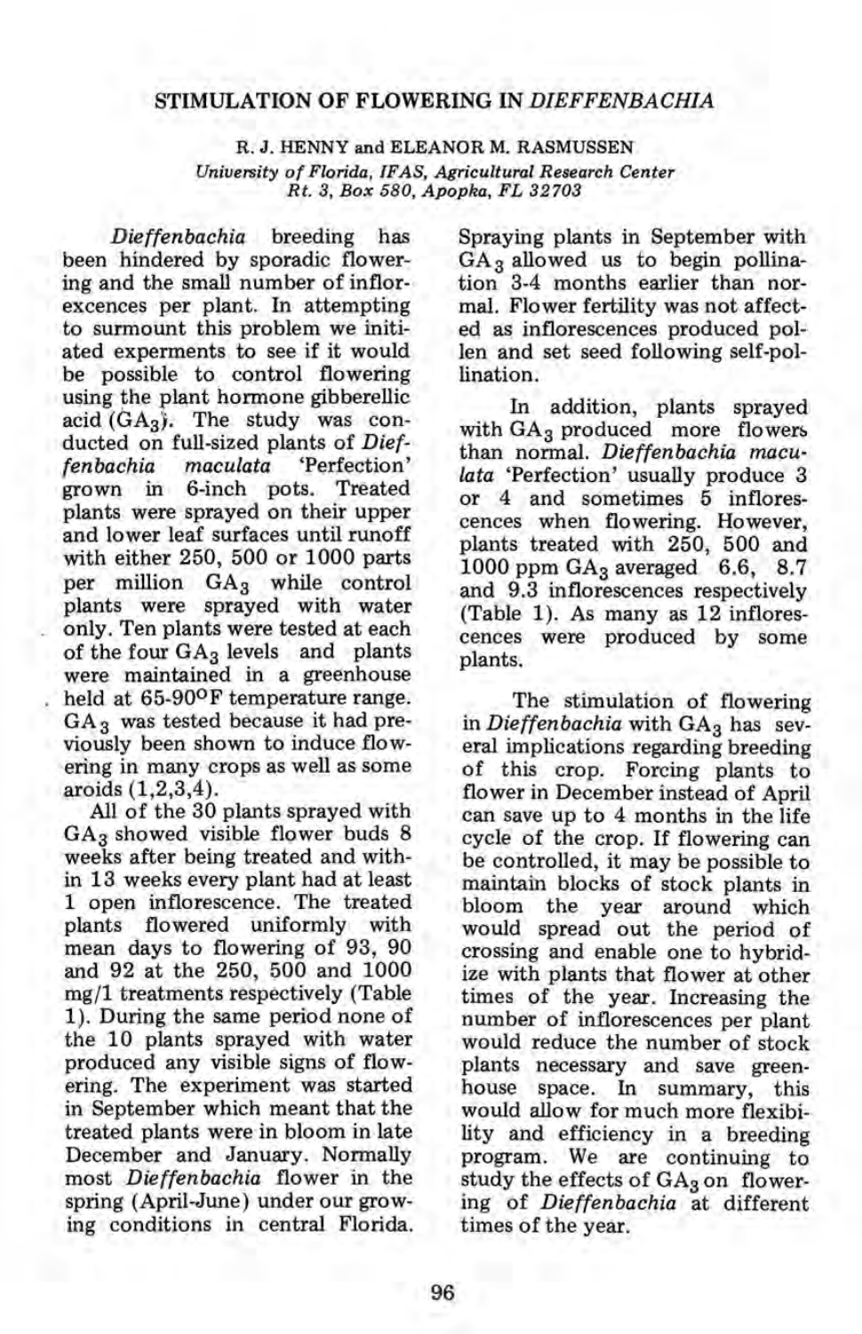# STIMULATION OF FLOWERING IN *DIEFFENBACHIA*

R. J. HENNY and ELEANOR M. RASMUSSEN

*University of Florida, IFAS, Agricultural Research Center*
*Rt. 3, Box 580, Apopka, FL 32703*

*Dieffenbachia* breeding has been hindered by sporadic flowering and the small number of inflorexcences per plant. In attempting to surmount this problem we initiated experments to see if it would be possible to control flowering using the plant hormone gibberellic acid ($GA_3$). The study was conducted on full-sized plants of *Dieffenbachia maculata* 'Perfection' grown in 6-inch pots. Treated plants were sprayed on their upper and lower leaf surfaces until runoff with either 250, 500 or 1000 parts per million $GA_3$ while control plants were sprayed with water only. Ten plants were tested at each of the four $GA_3$ levels and plants were maintained in a greenhouse held at 65-90°F temperature range. $GA_3$ was tested because it had previously been shown to induce flowering in many crops as well as some aroids (1,2,3,4).

All of the 30 plants sprayed with $GA_3$ showed visible flower buds 8 weeks after being treated and within 13 weeks every plant had at least 1 open inflorescence. The treated plants flowered uniformly with mean days to flowering of 93, 90 and 92 at the 250, 500 and 1000 mg/1 treatments respectively (Table 1). During the same period none of the 10 plants sprayed with water produced any visible signs of flowering. The experiment was started in September which meant that the treated plants were in bloom in late December and January. Normally most *Dieffenbachia* flower in the spring (April-June) under our growing conditions in central Florida. Spraying plants in September with $GA_3$ allowed us to begin pollination 3-4 months earlier than normal. Flower fertility was not affected as inflorescences produced pollen and set seed following self-pollination.

In addition, plants sprayed with $GA_3$ produced more flowers than normal. *Dieffenbachia maculata* 'Perfection' usually produce 3 or 4 and sometimes 5 inflorescences when flowering. However, plants treated with 250, 500 and 1000 ppm $GA_3$ averaged 6.6, 8.7 and 9.3 inflorescences respectively (Table 1). As many as 12 inflorescences were produced by some plants.

The stimulation of flowering in *Dieffenbachia* with $GA_3$ has several implications regarding breeding of this crop. Forcing plants to flower in December instead of April can save up to 4 months in the life cycle of the crop. If flowering can be controlled, it may be possible to maintain blocks of stock plants in bloom the year around which would spread out the period of crossing and enable one to hybridize with plants that flower at other times of the year. Increasing the number of inflorescences per plant would reduce the number of stock plants necessary and save greenhouse space. In summary, this would allow for much more flexibility and efficiency in a breeding program. We are continuing to study the effects of $GA_3$ on flowering of *Dieffenbachia* at different times of the year.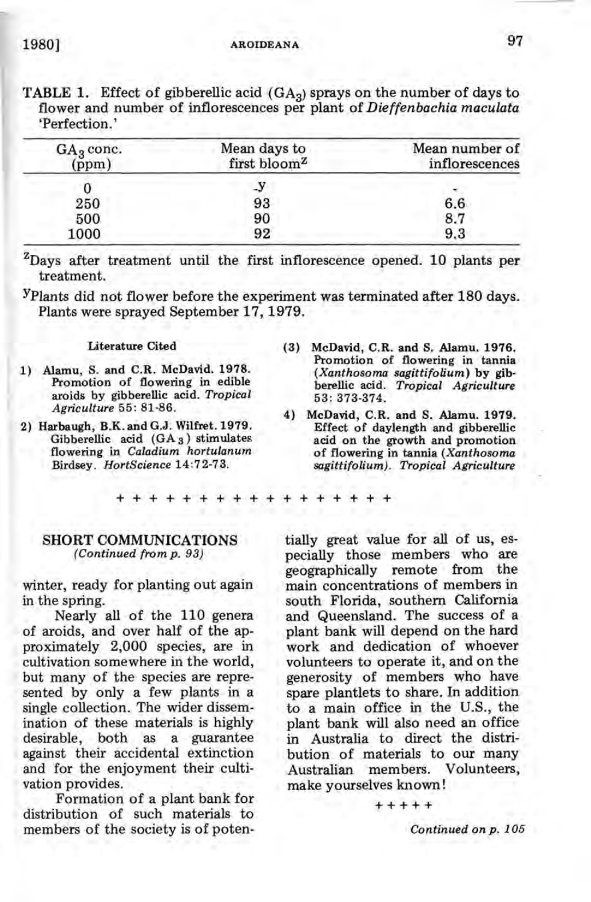TABLE 1. Effect of gibberellic acid ($GA_3$) sprays on the number of days to flower and number of inflorescences per plant of *Dieffenbachia maculata* 'Perfection.'

| $GA_3$ conc. (ppm) | Mean days to first bloom[z] | Mean number of inflorescences |
|---|---|---|
| 0 | -[y] | - |
| 250 | 93 | 6.6 |
| 500 | 90 | 8.7 |
| 1000 | 92 | 9.3 |

[z]Days after treatment until the first inflorescence opened. 10 plants per treatment.

[y]Plants did not flower before the experiment was terminated after 180 days. Plants were sprayed September 17, 1979.

#### Literature Cited

1) Alamu, S. and C.R. McDavid. 1978. Promotion of flowering in edible aroids by gibberellic acid. *Tropical Agriculture* 55: 81-86.
2) Harbaugh, B.K. and G.J. Wilfret. 1979. Gibberellic acid ($GA_3$) stimulates flowering in *Caladium hortulanum* Birdsey. *HortScience* 14:72-73.
3) McDavid, C.R. and S. Alamu. 1976. Promotion of flowering in tannia (*Xanthosoma sagittifolium*) by gibberellic acid. *Tropical Agriculture* 53: 373-374.
4) McDavid, C.R. and S. Alamu. 1979. Effect of daylength and gibberellic acid on the growth and promotion of flowering in tannia (*Xanthosoma sagittifolium*). *Tropical Agriculture*

+ + + + + + + + + + + + + + + + + +

## SHORT COMMUNICATIONS
*(Continued from p. 93)*

winter, ready for planting out again in the spring.

Nearly all of the 110 genera of aroids, and over half of the approximately 2,000 species, are in cultivation somewhere in the world, but many of the species are represented by only a few plants in a single collection. The wider dissemination of these materials is highly desirable, both as a guarantee against their accidental extinction and for the enjoyment their cultivation provides.

Formation of a plant bank for distribution of such materials to members of the society is of potentially great value for all of us, especially those members who are geographically remote from the main concentrations of members in south Florida, southern California and Queensland. The success of a plant bank will depend on the hard work and dedication of whoever volunteers to operate it, and on the generosity of members who have spare plantlets to share. In addition to a main office in the U.S., the plant bank will also need an office in Australia to direct the distribution of materials to our many Australian members. Volunteers, make yourselves known!

+ + + + +

*Continued on p. 105*